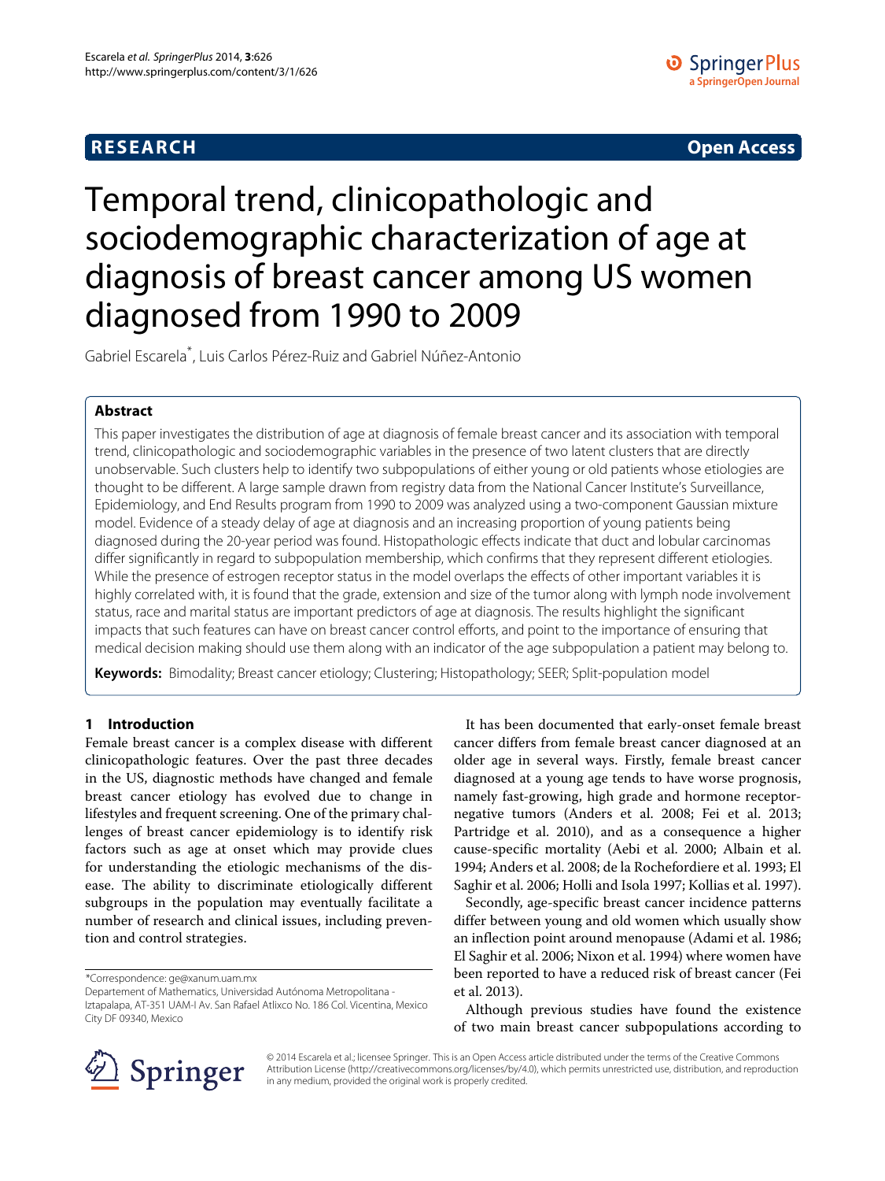**RESEARCH** **Open Access**

# Temporal trend, clinicopathologic and sociodemographic characterization of age at diagnosis of breast cancer among US women diagnosed from 1990 to 2009

Gabriel Escarela*, Luis Carlos Pérez-Ruiz and Gabriel Núñez-Antonio

## Abstract

This paper investigates the distribution of age at diagnosis of female breast cancer and its association with temporal trend, clinicopathologic and sociodemographic variables in the presence of two latent clusters that are directly unobservable. Such clusters help to identify two subpopulations of either young or old patients whose etiologies are thought to be different. A large sample drawn from registry data from the National Cancer Institute's Surveillance, Epidemiology, and End Results program from 1990 to 2009 was analyzed using a two-component Gaussian mixture model. Evidence of a steady delay of age at diagnosis and an increasing proportion of young patients being diagnosed during the 20-year period was found. Histopathologic effects indicate that duct and lobular carcinomas differ significantly in regard to subpopulation membership, which confirms that they represent different etiologies. While the presence of estrogen receptor status in the model overlaps the effects of other important variables it is highly correlated with, it is found that the grade, extension and size of the tumor along with lymph node involvement status, race and marital status are important predictors of age at diagnosis. The results highlight the significant impacts that such features can have on breast cancer control efforts, and point to the importance of ensuring that medical decision making should use them along with an indicator of the age subpopulation a patient may belong to.

**Keywords:** Bimodality; Breast cancer etiology; Clustering; Histopathology; SEER; Split-population model

## 1 Introduction

Female breast cancer is a complex disease with different clinicopathologic features. Over the past three decades in the US, diagnostic methods have changed and female breast cancer etiology has evolved due to change in lifestyles and frequent screening. One of the primary challenges of breast cancer epidemiology is to identify risk factors such as age at onset which may provide clues for understanding the etiologic mechanisms of the disease. The ability to discriminate etiologically different subgroups in the population may eventually facilitate a number of research and clinical issues, including prevention and control strategies.

It has been documented that early-onset female breast cancer differs from female breast cancer diagnosed at an older age in several ways. Firstly, female breast cancer diagnosed at a young age tends to have worse prognosis, namely fast-growing, high grade and hormone receptor-negative tumors (Anders et al. 2008; Fei et al. 2013; Partridge et al. 2010), and as a consequence a higher cause-specific mortality (Aebi et al. 2000; Albain et al. 1994; Anders et al. 2008; de la Rochefordiere et al. 1993; El Saghir et al. 2006; Holli and Isola 1997; Kollias et al. 1997).

Secondly, age-specific breast cancer incidence patterns differ between young and old women which usually show an inflection point around menopause (Adami et al. 1986; El Saghir et al. 2006; Nixon et al. 1994) where women have been reported to have a reduced risk of breast cancer (Fei et al. 2013).

Although previous studies have found the existence of two main breast cancer subpopulations according to

*Correspondence: ge@xanum.uam.mx
Departement of Mathematics, Universidad Autónoma Metropolitana - Iztapalapa, AT-351 UAM-I Av. San Rafael Atlixco No. 186 Col. Vicentina, Mexico City DF 09340, Mexico

© 2014 Escarela et al.; licensee Springer. This is an Open Access article distributed under the terms of the Creative Commons Attribution License (http://creativecommons.org/licenses/by/4.0), which permits unrestricted use, distribution, and reproduction in any medium, provided the original work is properly credited.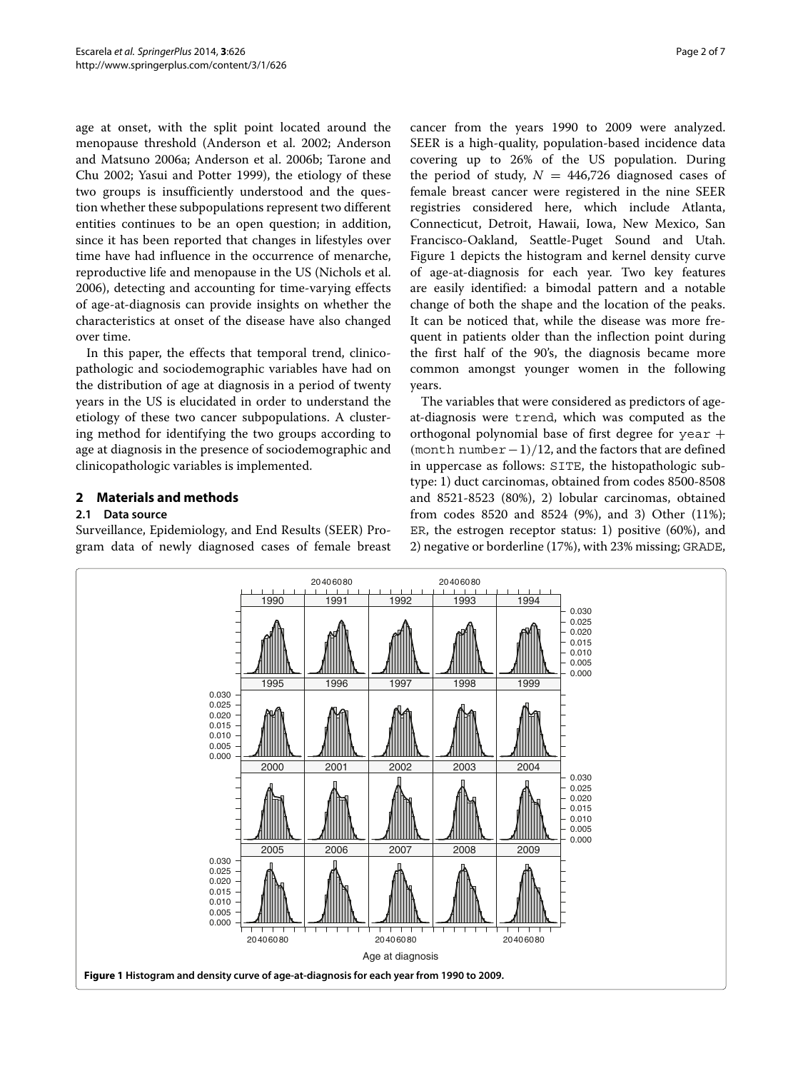age at onset, with the split point located around the menopause threshold (Anderson et al. 2002; Anderson and Matsuno 2006a; Anderson et al. 2006b; Tarone and Chu 2002; Yasui and Potter 1999), the etiology of these two groups is insufficiently understood and the question whether these subpopulations represent two different entities continues to be an open question; in addition, since it has been reported that changes in lifestyles over time have had influence in the occurrence of menarche, reproductive life and menopause in the US (Nichols et al. 2006), detecting and accounting for time-varying effects of age-at-diagnosis can provide insights on whether the characteristics at onset of the disease have also changed over time.

In this paper, the effects that temporal trend, clinicopathologic and sociodemographic variables have had on the distribution of age at diagnosis in a period of twenty years in the US is elucidated in order to understand the etiology of these two cancer subpopulations. A clustering method for identifying the two groups according to age at diagnosis in the presence of sociodemographic and clinicopathologic variables is implemented.

## 2 Materials and methods

### 2.1 Data source

Surveillance, Epidemiology, and End Results (SEER) Program data of newly diagnosed cases of female breast cancer from the years 1990 to 2009 were analyzed. SEER is a high-quality, population-based incidence data covering up to 26% of the US population. During the period of study, $N = 446{,}726$ diagnosed cases of female breast cancer were registered in the nine SEER registries considered here, which include Atlanta, Connecticut, Detroit, Hawaii, Iowa, New Mexico, San Francisco-Oakland, Seattle-Puget Sound and Utah. Figure 1 depicts the histogram and kernel density curve of age-at-diagnosis for each year. Two key features are easily identified: a bimodal pattern and a notable change of both the shape and the location of the peaks. It can be noticed that, while the disease was more frequent in patients older than the inflection point during the first half of the 90's, the diagnosis became more common amongst younger women in the following years.

The variables that were considered as predictors of age-at-diagnosis were trend, which was computed as the orthogonal polynomial base of first degree for year + (month number − 1)/12, and the factors that are defined in uppercase as follows: SITE, the histopathologic subtype: 1) duct carcinomas, obtained from codes 8500-8508 and 8521-8523 (80%), 2) lobular carcinomas, obtained from codes 8520 and 8524 (9%), and 3) Other (11%); ER, the estrogen receptor status: 1) positive (60%), and 2) negative or borderline (17%), with 23% missing; GRADE,

**Figure 1 Histogram and density curve of age-at-diagnosis for each year from 1990 to 2009.**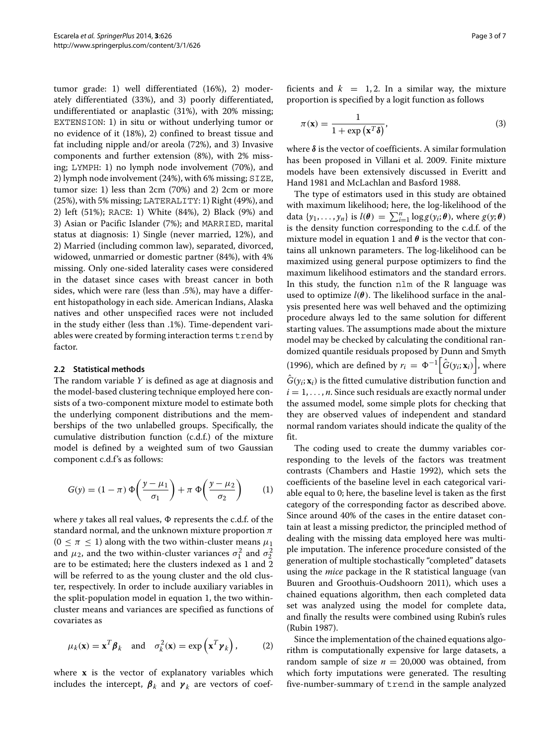tumor grade: 1) well differentiated (16%), 2) moderately differentiated (33%), and 3) poorly differentiated, undifferentiated or anaplastic (31%), with 20% missing; EXTENSION: 1) in situ or without underlying tumor or no evidence of it (18%), 2) confined to breast tissue and fat including nipple and/or areola (72%), and 3) Invasive components and further extension (8%), with 2% missing; LYMPH: 1) no lymph node involvement (70%), and 2) lymph node involvement (24%), with 6% missing; SIZE, tumor size: 1) less than 2cm (70%) and 2) 2cm or more (25%), with 5% missing; LATERALITY: 1) Right (49%), and 2) left (51%); RACE: 1) White (84%), 2) Black (9%) and 3) Asian or Pacific Islander (7%); and MARRIED, marital status at diagnosis: 1) Single (never married, 12%), and 2) Married (including common law), separated, divorced, widowed, unmarried or domestic partner (84%), with 4% missing. Only one-sided laterality cases were considered in the dataset since cases with breast cancer in both sides, which were rare (less than .5%), may have a different histopathology in each side. American Indians, Alaska natives and other unspecified races were not included in the study either (less than .1%). Time-dependent variables were created by forming interaction terms trend by factor.

### 2.2 Statistical methods

The random variable $Y$ is defined as age at diagnosis and the model-based clustering technique employed here consists of a two-component mixture model to estimate both the underlying component distributions and the memberships of the two unlabelled groups. Specifically, the cumulative distribution function (c.d.f.) of the mixture model is defined by a weighted sum of two Gaussian component c.d.f's as follows:

$$G(y) = (1-\pi)\,\Phi\!\left(\frac{y-\mu_1}{\sigma_1}\right) + \pi\,\Phi\!\left(\frac{y-\mu_2}{\sigma_2}\right) \qquad (1)$$

where $y$ takes all real values, $\Phi$ represents the c.d.f. of the standard normal, and the unknown mixture proportion $\pi$ ($0 \leq \pi \leq 1$) along with the two within-cluster means $\mu_1$ and $\mu_2$, and the two within-cluster variances $\sigma_1^2$ and $\sigma_2^2$ are to be estimated; here the clusters indexed as 1 and 2 will be referred to as the young cluster and the old cluster, respectively. In order to include auxiliary variables in the split-population model in equation 1, the two within-cluster means and variances are specified as functions of covariates as

$$\mu_k(\mathbf{x}) = \mathbf{x}^T\boldsymbol{\beta}_k \quad \text{and} \quad \sigma_k^2(\mathbf{x}) = \exp\left(\mathbf{x}^T\boldsymbol{\gamma}_k\right), \qquad (2)$$

where $\mathbf{x}$ is the vector of explanatory variables which includes the intercept, $\boldsymbol{\beta}_k$ and $\boldsymbol{\gamma}_k$ are vectors of coefficients and $k = 1, 2$. In a similar way, the mixture proportion is specified by a logit function as follows

$$\pi(\mathbf{x}) = \frac{1}{1+\exp\left(\mathbf{x}^T\boldsymbol{\delta}\right)}, \qquad (3)$$

where $\boldsymbol{\delta}$ is the vector of coefficients. A similar formulation has been proposed in Villani et al. 2009. Finite mixture models have been extensively discussed in Everitt and Hand 1981 and McLachlan and Basford 1988.

The type of estimators used in this study are obtained with maximum likelihood; here, the log-likelihood of the data $\{y_1, \ldots, y_n\}$ is $l(\boldsymbol{\theta}) = \sum_{i=1}^{n} \log g(y_i; \boldsymbol{\theta})$, where $g(y; \boldsymbol{\theta})$ is the density function corresponding to the c.d.f. of the mixture model in equation 1 and $\boldsymbol{\theta}$ is the vector that contains all unknown parameters. The log-likelihood can be maximized using general purpose optimizers to find the maximum likelihood estimators and the standard errors. In this study, the function nlm of the R language was used to optimize $l(\boldsymbol{\theta})$. The likelihood surface in the analysis presented here was well behaved and the optimizing procedure always led to the same solution for different starting values. The assumptions made about the mixture model may be checked by calculating the conditional randomized quantile residuals proposed by Dunn and Smyth (1996), which are defined by $r_i = \Phi^{-1}\left[\hat{G}(y_i; \mathbf{x}_i)\right]$, where $\hat{G}(y_i; \mathbf{x}_i)$ is the fitted cumulative distribution function and $i = 1, \ldots, n$. Since such residuals are exactly normal under the assumed model, some simple plots for checking that they are observed values of independent and standard normal random variates should indicate the quality of the fit.

The coding used to create the dummy variables corresponding to the levels of the factors was treatment contrasts (Chambers and Hastie 1992), which sets the coefficients of the baseline level in each categorical variable equal to 0; here, the baseline level is taken as the first category of the corresponding factor as described above. Since around 40% of the cases in the entire dataset contain at least a missing predictor, the principled method of dealing with the missing data employed here was multiple imputation. The inference procedure consisted of the generation of multiple stochastically "completed" datasets using the *mice* package in the R statistical language (van Buuren and Groothuis-Oudshoorn 2011), which uses a chained equations algorithm, then each completed data set was analyzed using the model for complete data, and finally the results were combined using Rubin's rules (Rubin 1987).

Since the implementation of the chained equations algorithm is computationally expensive for large datasets, a random sample of size $n = 20{,}000$ was obtained, from which forty imputations were generated. The resulting five-number-summary of trend in the sample analyzed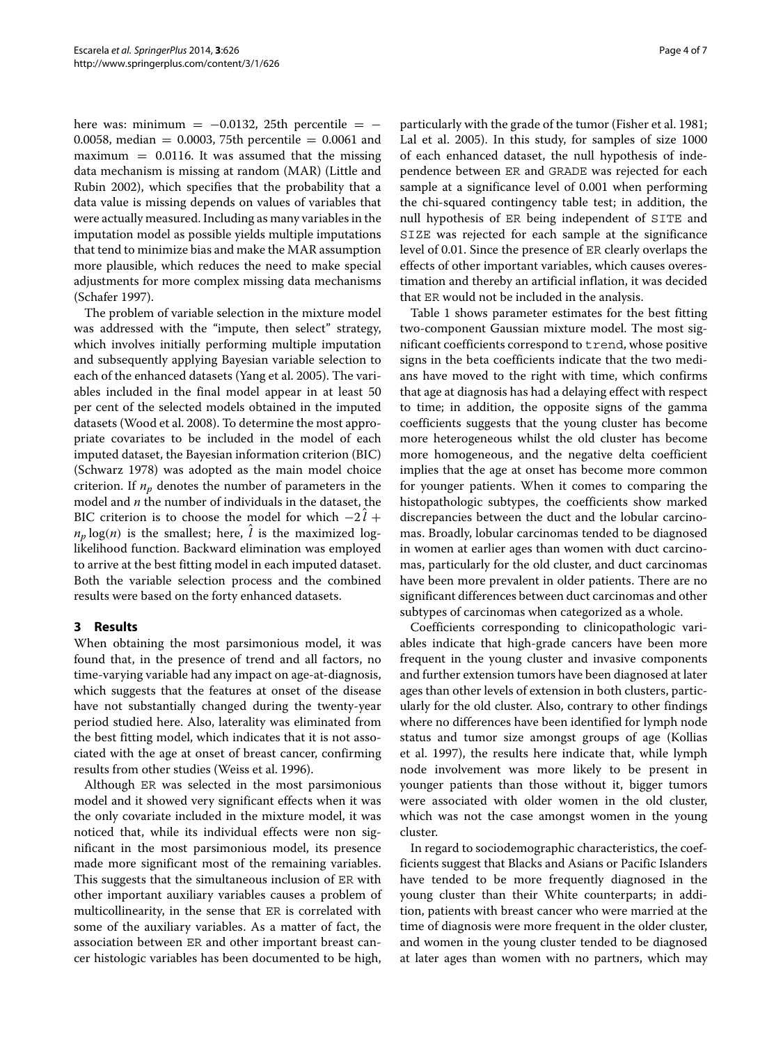here was: minimum $= -0.0132$, 25th percentile $= -0.0058$, median $= 0.0003$, 75th percentile $= 0.0061$ and maximum $= 0.0116$. It was assumed that the missing data mechanism is missing at random (MAR) (Little and Rubin 2002), which specifies that the probability that a data value is missing depends on values of variables that were actually measured. Including as many variables in the imputation model as possible yields multiple imputations that tend to minimize bias and make the MAR assumption more plausible, which reduces the need to make special adjustments for more complex missing data mechanisms (Schafer 1997).

The problem of variable selection in the mixture model was addressed with the "impute, then select" strategy, which involves initially performing multiple imputation and subsequently applying Bayesian variable selection to each of the enhanced datasets (Yang et al. 2005). The variables included in the final model appear in at least 50 per cent of the selected models obtained in the imputed datasets (Wood et al. 2008). To determine the most appropriate covariates to be included in the model of each imputed dataset, the Bayesian information criterion (BIC) (Schwarz 1978) was adopted as the main model choice criterion. If $n_p$ denotes the number of parameters in the model and $n$ the number of individuals in the dataset, the BIC criterion is to choose the model for which $-2\hat{l} + n_p \log(n)$ is the smallest; here, $\hat{l}$ is the maximized log-likelihood function. Backward elimination was employed to arrive at the best fitting model in each imputed dataset. Both the variable selection process and the combined results were based on the forty enhanced datasets.

## 3 Results

When obtaining the most parsimonious model, it was found that, in the presence of trend and all factors, no time-varying variable had any impact on age-at-diagnosis, which suggests that the features at onset of the disease have not substantially changed during the twenty-year period studied here. Also, laterality was eliminated from the best fitting model, which indicates that it is not associated with the age at onset of breast cancer, confirming results from other studies (Weiss et al. 1996).

Although `ER` was selected in the most parsimonious model and it showed very significant effects when it was the only covariate included in the mixture model, it was noticed that, while its individual effects were non significant in the most parsimonious model, its presence made more significant most of the remaining variables. This suggests that the simultaneous inclusion of `ER` with other important auxiliary variables causes a problem of multicollinearity, in the sense that `ER` is correlated with some of the auxiliary variables. As a matter of fact, the association between `ER` and other important breast cancer histologic variables has been documented to be high, particularly with the grade of the tumor (Fisher et al. 1981; Lal et al. 2005). In this study, for samples of size 1000 of each enhanced dataset, the null hypothesis of independence between `ER` and `GRADE` was rejected for each sample at a significance level of 0.001 when performing the chi-squared contingency table test; in addition, the null hypothesis of `ER` being independent of `SITE` and `SIZE` was rejected for each sample at the significance level of 0.01. Since the presence of `ER` clearly overlaps the effects of other important variables, which causes overestimation and thereby an artificial inflation, it was decided that `ER` would not be included in the analysis.

Table 1 shows parameter estimates for the best fitting two-component Gaussian mixture model. The most significant coefficients correspond to `trend`, whose positive signs in the beta coefficients indicate that the two medians have moved to the right with time, which confirms that age at diagnosis has had a delaying effect with respect to time; in addition, the opposite signs of the gamma coefficients suggests that the young cluster has become more heterogeneous whilst the old cluster has become more homogeneous, and the negative delta coefficient implies that the age at onset has become more common for younger patients. When it comes to comparing the histopathologic subtypes, the coefficients show marked discrepancies between the duct and the lobular carcinomas. Broadly, lobular carcinomas tended to be diagnosed in women at earlier ages than women with duct carcinomas, particularly for the old cluster, and duct carcinomas have been more prevalent in older patients. There are no significant differences between duct carcinomas and other subtypes of carcinomas when categorized as a whole.

Coefficients corresponding to clinicopathologic variables indicate that high-grade cancers have been more frequent in the young cluster and invasive components and further extension tumors have been diagnosed at later ages than other levels of extension in both clusters, particularly for the old cluster. Also, contrary to other findings where no differences have been identified for lymph node status and tumor size amongst groups of age (Kollias et al. 1997), the results here indicate that, while lymph node involvement was more likely to be present in younger patients than those without it, bigger tumors were associated with older women in the old cluster, which was not the case amongst women in the young cluster.

In regard to sociodemographic characteristics, the coefficients suggest that Blacks and Asians or Pacific Islanders have tended to be more frequently diagnosed in the young cluster than their White counterparts; in addition, patients with breast cancer who were married at the time of diagnosis were more frequent in the older cluster, and women in the young cluster tended to be diagnosed at later ages than women with no partners, which may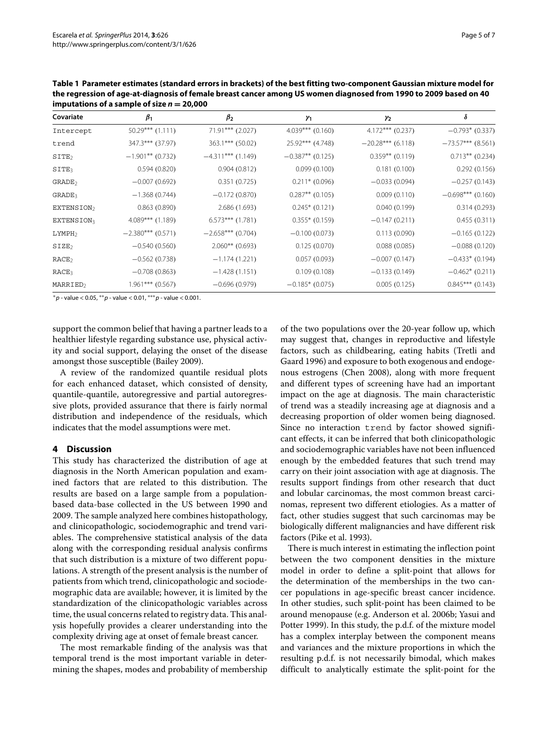**Table 1 Parameter estimates (standard errors in brackets) of the best fitting two-component Gaussian mixture model for the regression of age-at-diagnosis of female breast cancer among US women diagnosed from 1990 to 2009 based on 40 imputations of a sample of size $n = 20{,}000$**

| Covariate | $\beta_1$ | $\beta_2$ | $\gamma_1$ | $\gamma_2$ | $\delta$ |
|---|---|---|---|---|---|
| Intercept | 50.29*** (1.111) | 71.91*** (2.027) | 4.039*** (0.160) | 4.172*** (0.237) | −0.793* (0.337) |
| trend | 347.3*** (37.97) | 363.1*** (50.02) | 25.92*** (4.748) | −20.28*** (6.118) | −73.57*** (8.561) |
| $\text{SITE}_2$ | −1.901** (0.732) | −4.311*** (1.149) | −0.387** (0.125) | 0.359** (0.119) | 0.713** (0.234) |
| $\text{SITE}_3$ | 0.594 (0.820) | 0.904 (0.812) | 0.099 (0.100) | 0.181 (0.100) | 0.292 (0.156) |
| $\text{GRADE}_2$ | −0.007 (0.692) | 0.351 (0.725) | 0.211* (0.096) | −0.033 (0.094) | −0.257 (0.143) |
| $\text{GRADE}_3$ | −1.368 (0.744) | −0.172 (0.870) | 0.287** (0.105) | 0.009 (0.110) | −0.698*** (0.160) |
| $\text{EXTENSION}_2$ | 0.863 (0.890) | 2.686 (1.693) | 0.245* (0.121) | 0.040 (0.199) | 0.314 (0.293) |
| $\text{EXTENSION}_3$ | 4.089*** (1.189) | 6.573*** (1.781) | 0.355* (0.159) | −0.147 (0.211) | 0.455 (0.311) |
| $\text{LYMPH}_2$ | −2.380*** (0.571) | −2.658*** (0.704) | −0.100 (0.073) | 0.113 (0.090) | −0.165 (0.122) |
| $\text{SIZE}_2$ | −0.540 (0.560) | 2.060** (0.693) | 0.125 (0.070) | 0.088 (0.085) | −0.088 (0.120) |
| $\text{RACE}_2$ | −0.562 (0.738) | −1.174 (1.221) | 0.057 (0.093) | −0.007 (0.147) | −0.433* (0.194) |
| $\text{RACE}_3$ | −0.708 (0.863) | −1.428 (1.151) | 0.109 (0.108) | −0.133 (0.149) | −0.462* (0.211) |
| $\text{MARRIED}_2$ | 1.961*** (0.567) | −0.696 (0.979) | −0.185* (0.075) | 0.005 (0.125) | 0.845*** (0.143) |

*$p$ - value < 0.05, **$p$ - value < 0.01, ***$p$ - value < 0.001.

support the common belief that having a partner leads to a healthier lifestyle regarding substance use, physical activity and social support, delaying the onset of the disease amongst those susceptible (Bailey 2009).

A review of the randomized quantile residual plots for each enhanced dataset, which consisted of density, quantile-quantile, autoregressive and partial autoregressive plots, provided assurance that there is fairly normal distribution and independence of the residuals, which indicates that the model assumptions were met.

## 4 Discussion

This study has characterized the distribution of age at diagnosis in the North American population and examined factors that are related to this distribution. The results are based on a large sample from a population-based data-base collected in the US between 1990 and 2009. The sample analyzed here combines histopathology, and clinicopathologic, sociodemographic and trend variables. The comprehensive statistical analysis of the data along with the corresponding residual analysis confirms that such distribution is a mixture of two different populations. A strength of the present analysis is the number of patients from which trend, clinicopathologic and sociodemographic data are available; however, it is limited by the standardization of the clinicopathologic variables across time, the usual concerns related to registry data. This analysis hopefully provides a clearer understanding into the complexity driving age at onset of female breast cancer.

The most remarkable finding of the analysis was that temporal trend is the most important variable in determining the shapes, modes and probability of membership of the two populations over the 20-year follow up, which may suggest that, changes in reproductive and lifestyle factors, such as childbearing, eating habits (Tretli and Gaard 1996) and exposure to both exogenous and endogenous estrogens (Chen 2008), along with more frequent and different types of screening have had an important impact on the age at diagnosis. The main characteristic of trend was a steadily increasing age at diagnosis and a decreasing proportion of older women being diagnosed. Since no interaction trend by factor showed significant effects, it can be inferred that both clinicopathologic and sociodemographic variables have not been influenced enough by the embedded features that such trend may carry on their joint association with age at diagnosis. The results support findings from other research that duct and lobular carcinomas, the most common breast carcinomas, represent two different etiologies. As a matter of fact, other studies suggest that such carcinomas may be biologically different malignancies and have different risk factors (Pike et al. 1993).

There is much interest in estimating the inflection point between the two component densities in the mixture model in order to define a split-point that allows for the determination of the memberships in the two cancer populations in age-specific breast cancer incidence. In other studies, such split-point has been claimed to be around menopause (e.g. Anderson et al. 2006b; Yasui and Potter 1999). In this study, the p.d.f. of the mixture model has a complex interplay between the component means and variances and the mixture proportions in which the resulting p.d.f. is not necessarily bimodal, which makes difficult to analytically estimate the split-point for the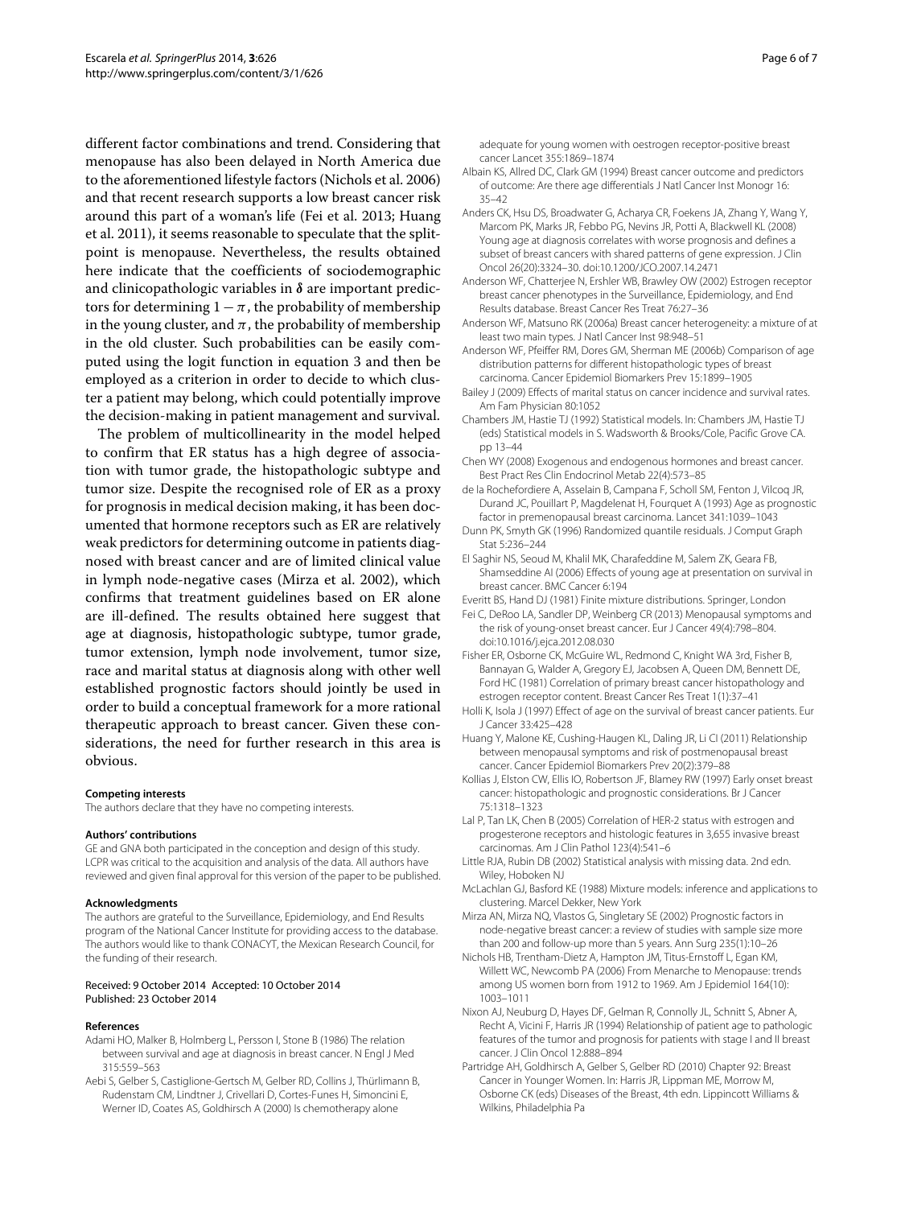different factor combinations and trend. Considering that menopause has also been delayed in North America due to the aforementioned lifestyle factors (Nichols et al. 2006) and that recent research supports a low breast cancer risk around this part of a woman's life (Fei et al. 2013; Huang et al. 2011), it seems reasonable to speculate that the split-point is menopause. Nevertheless, the results obtained here indicate that the coefficients of sociodemographic and clinicopathologic variables in $\boldsymbol{\delta}$ are important predictors for determining $1 - \pi$, the probability of membership in the young cluster, and $\pi$, the probability of membership in the old cluster. Such probabilities can be easily computed using the logit function in equation 3 and then be employed as a criterion in order to decide to which cluster a patient may belong, which could potentially improve the decision-making in patient management and survival.

The problem of multicollinearity in the model helped to confirm that ER status has a high degree of association with tumor grade, the histopathologic subtype and tumor size. Despite the recognised role of ER as a proxy for prognosis in medical decision making, it has been documented that hormone receptors such as ER are relatively weak predictors for determining outcome in patients diagnosed with breast cancer and are of limited clinical value in lymph node-negative cases (Mirza et al. 2002), which confirms that treatment guidelines based on ER alone are ill-defined. The results obtained here suggest that age at diagnosis, histopathologic subtype, tumor grade, tumor extension, lymph node involvement, tumor size, race and marital status at diagnosis along with other well established prognostic factors should jointly be used in order to build a conceptual framework for a more rational therapeutic approach to breast cancer. Given these considerations, the need for further research in this area is obvious.

#### Competing interests
The authors declare that they have no competing interests.

#### Authors' contributions
GE and GNA both participated in the conception and design of this study. LCPR was critical to the acquisition and analysis of the data. All authors have reviewed and given final approval for this version of the paper to be published.

#### Acknowledgments
The authors are grateful to the Surveillance, Epidemiology, and End Results program of the National Cancer Institute for providing access to the database. The authors would like to thank CONACYT, the Mexican Research Council, for the funding of their research.

Received: 9 October 2014 Accepted: 10 October 2014
Published: 23 October 2014

#### References

Adami HO, Malker B, Holmberg L, Persson I, Stone B (1986) The relation between survival and age at diagnosis in breast cancer. N Engl J Med 315:559–563

Aebi S, Gelber S, Castiglione-Gertsch M, Gelber RD, Collins J, Thürlimann B, Rudenstam CM, Lindtner J, Crivellari D, Cortes-Funes H, Simoncini E, Werner ID, Coates AS, Goldhirsch A (2000) Is chemotherapy alone adequate for young women with oestrogen receptor-positive breast cancer Lancet 355:1869–1874

Albain KS, Allred DC, Clark GM (1994) Breast cancer outcome and predictors of outcome: Are there age differentials J Natl Cancer Inst Monogr 16: 35–42

Anders CK, Hsu DS, Broadwater G, Acharya CR, Foekens JA, Zhang Y, Wang Y, Marcom PK, Marks JR, Febbo PG, Nevins JR, Potti A, Blackwell KL (2008) Young age at diagnosis correlates with worse prognosis and defines a subset of breast cancers with shared patterns of gene expression. J Clin Oncol 26(20):3324–30. doi:10.1200/JCO.2007.14.2471

Anderson WF, Chatterjee N, Ershler WB, Brawley OW (2002) Estrogen receptor breast cancer phenotypes in the Surveillance, Epidemiology, and End Results database. Breast Cancer Res Treat 76:27–36

Anderson WF, Matsuno RK (2006a) Breast cancer heterogeneity: a mixture of at least two main types. J Natl Cancer Inst 98:948–51

Anderson WF, Pfeiffer RM, Dores GM, Sherman ME (2006b) Comparison of age distribution patterns for different histopathologic types of breast carcinoma. Cancer Epidemiol Biomarkers Prev 15:1899–1905

Bailey J (2009) Effects of marital status on cancer incidence and survival rates. Am Fam Physician 80:1052

Chambers JM, Hastie TJ (1992) Statistical models. In: Chambers JM, Hastie TJ (eds) Statistical models in S. Wadsworth & Brooks/Cole, Pacific Grove CA. pp 13–44

Chen WY (2008) Exogenous and endogenous hormones and breast cancer. Best Pract Res Clin Endocrinol Metab 22(4):573–85

de la Rochefordiere A, Asselain B, Campana F, Scholl SM, Fenton J, Vilcoq JR, Durand JC, Pouillart P, Magdelenat H, Fourquet A (1993) Age as prognostic factor in premenopausal breast carcinoma. Lancet 341:1039–1043

Dunn PK, Smyth GK (1996) Randomized quantile residuals. J Comput Graph Stat 5:236–244

El Saghir NS, Seoud M, Khalil MK, Charafeddine M, Salem ZK, Geara FB, Shamseddine AI (2006) Effects of young age at presentation on survival in breast cancer. BMC Cancer 6:194

Everitt BS, Hand DJ (1981) Finite mixture distributions. Springer, London

Fei C, DeRoo LA, Sandler DP, Weinberg CR (2013) Menopausal symptoms and the risk of young-onset breast cancer. Eur J Cancer 49(4):798–804. doi:10.1016/j.ejca.2012.08.030

Fisher ER, Osborne CK, McGuire WL, Redmond C, Knight WA 3rd, Fisher B, Bannayan G, Walder A, Gregory EJ, Jacobsen A, Queen DM, Bennett DE, Ford HC (1981) Correlation of primary breast cancer histopathology and estrogen receptor content. Breast Cancer Res Treat 1(1):37–41

Holli K, Isola J (1997) Effect of age on the survival of breast cancer patients. Eur J Cancer 33:425–428

Huang Y, Malone KE, Cushing-Haugen KL, Daling JR, Li CI (2011) Relationship between menopausal symptoms and risk of postmenopausal breast cancer. Cancer Epidemiol Biomarkers Prev 20(2):379–88

Kollias J, Elston CW, Ellis IO, Robertson JF, Blamey RW (1997) Early onset breast cancer: histopathologic and prognostic considerations. Br J Cancer 75:1318–1323

Lal P, Tan LK, Chen B (2005) Correlation of HER-2 status with estrogen and progesterone receptors and histologic features in 3,655 invasive breast carcinomas. Am J Clin Pathol 123(4):541–6

Little RJA, Rubin DB (2002) Statistical analysis with missing data. 2nd edn. Wiley, Hoboken NJ

McLachlan GJ, Basford KE (1988) Mixture models: inference and applications to clustering. Marcel Dekker, New York

Mirza AN, Mirza NQ, Vlastos G, Singletary SE (2002) Prognostic factors in node-negative breast cancer: a review of studies with sample size more than 200 and follow-up more than 5 years. Ann Surg 235(1):10–26

Nichols HB, Trentham-Dietz A, Hampton JM, Titus-Ernstoff L, Egan KM, Willett WC, Newcomb PA (2006) From Menarche to Menopause: trends among US women born from 1912 to 1969. Am J Epidemiol 164(10): 1003–1011

Nixon AJ, Neuburg D, Hayes DF, Gelman R, Connolly JL, Schnitt S, Abner A, Recht A, Vicini F, Harris JR (1994) Relationship of patient age to pathologic features of the tumor and prognosis for patients with stage I and II breast cancer. J Clin Oncol 12:888–894

Partridge AH, Goldhirsch A, Gelber S, Gelber RD (2010) Chapter 92: Breast Cancer in Younger Women. In: Harris JR, Lippman ME, Morrow M, Osborne CK (eds) Diseases of the Breast, 4th edn. Lippincott Williams & Wilkins, Philadelphia Pa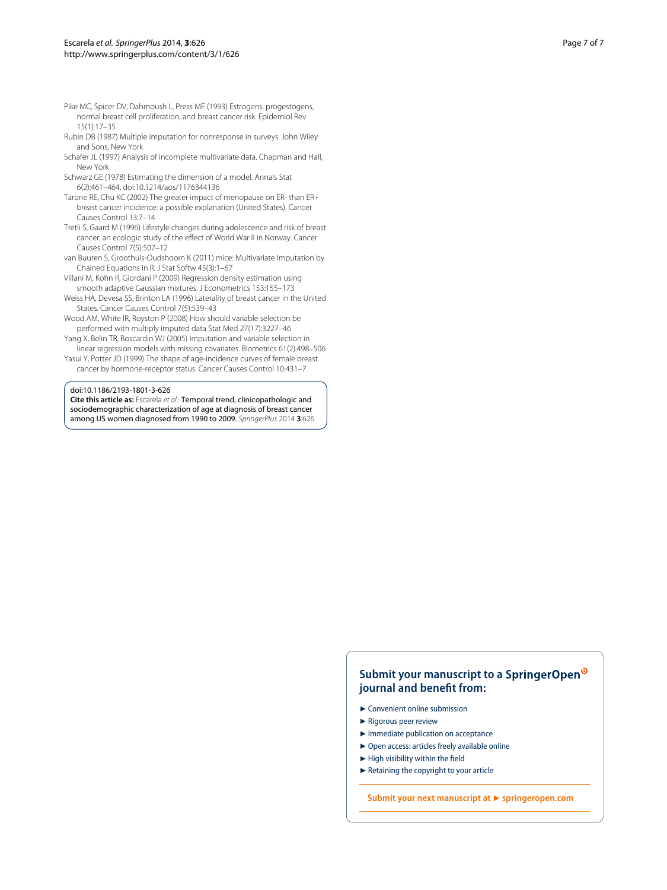Pike MC, Spicer DV, Dahmoush L, Press MF (1993) Estrogens, progestogens, normal breast cell proliferation, and breast cancer risk. Epidemiol Rev 15(1):17–35

Rubin DB (1987) Multiple imputation for nonresponse in surveys. John Wiley and Sons, New York

Schafer JL (1997) Analysis of incomplete multivariate data. Chapman and Hall, New York

Schwarz GE (1978) Estimating the dimension of a model. Annals Stat 6(2):461–464. doi:10.1214/aos/1176344136

Tarone RE, Chu KC (2002) The greater impact of menopause on ER- than ER+ breast cancer incidence: a possible explanation (United States). Cancer Causes Control 13:7–14

Tretli S, Gaard M (1996) Lifestyle changes during adolescence and risk of breast cancer: an ecologic study of the effect of World War II in Norway. Cancer Causes Control 7(5):507–12

van Buuren S, Groothuis-Oudshoorn K (2011) mice: Multivariate Imputation by Chained Equations in R. J Stat Softw 45(3):1–67

Villani M, Kohn R, Giordani P (2009) Regression density estimation using smooth adaptive Gaussian mixtures. J Econometrics 153:155–173

Weiss HA, Devesa SS, Brinton LA (1996) Laterality of breast cancer in the United States. Cancer Causes Control 7(5):539–43

Wood AM, White IR, Royston P (2008) How should variable selection be performed with multiply imputed data Stat Med 27(17):3227–46

Yang X, Belin TR, Boscardin WJ (2005) Imputation and variable selection in linear regression models with missing covariates. Biometrics 61(2):498–506

Yasui Y, Potter JD (1999) The shape of age-incidence curves of female breast cancer by hormone-receptor status. Cancer Causes Control 10:431–7

doi:10.1186/2193-1801-3-626

**Cite this article as:** Escarela *et al.*: Temporal trend, clinicopathologic and sociodemographic characterization of age at diagnosis of breast cancer among US women diagnosed from 1990 to 2009. *SpringerPlus* 2014 **3**:626.

**Submit your manuscript to a SpringerOpen journal and benefit from:**

- ► Convenient online submission
- ► Rigorous peer review
- ► Immediate publication on acceptance
- ► Open access: articles freely available online
- ► High visibility within the field
- ► Retaining the copyright to your article

**Submit your next manuscript at ► springeropen.com**